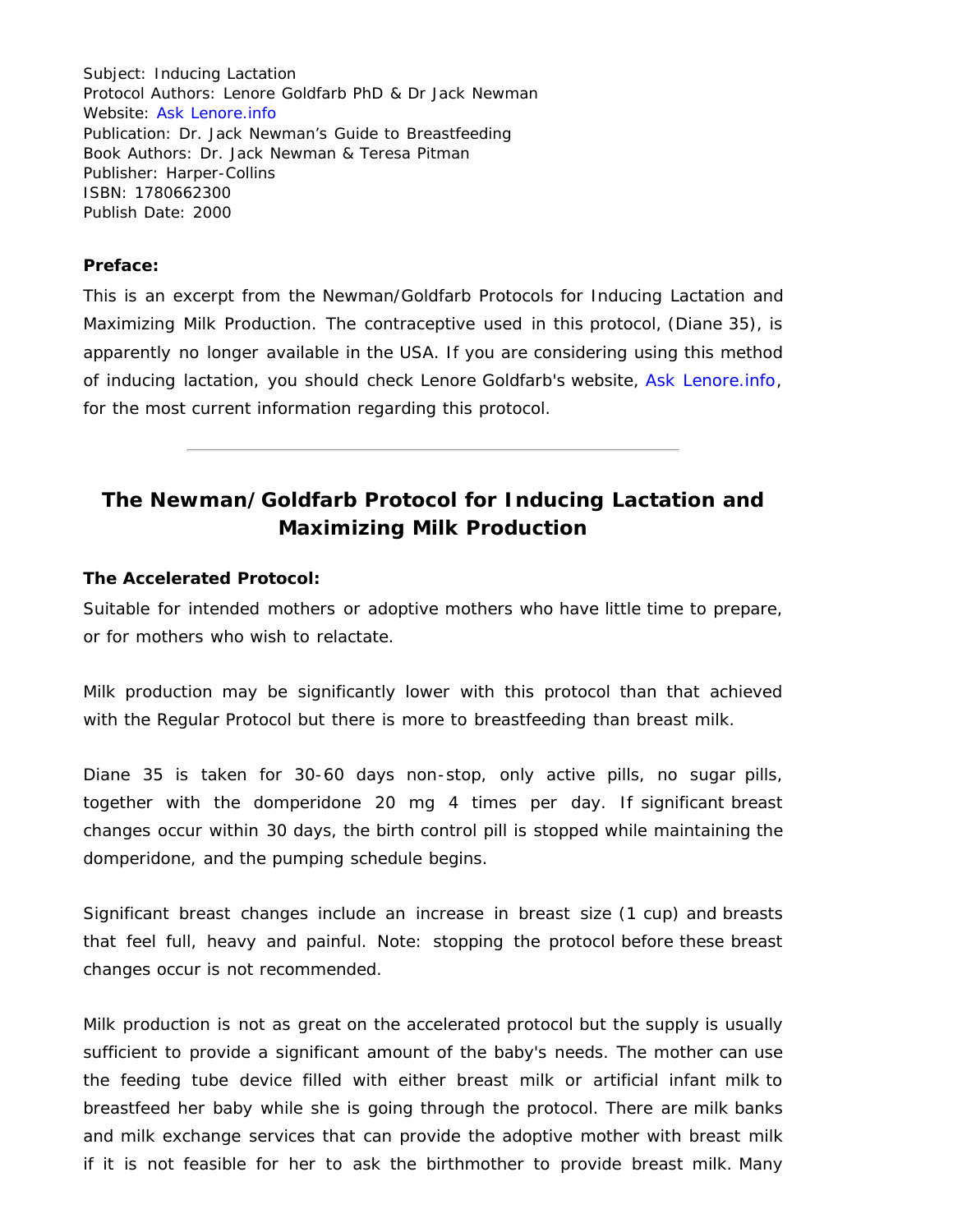Subject: Inducing Lactation
Protocol Authors: Lenore Goldfarb PhD & Dr Jack Newman
Website: Ask Lenore.info
Publication: Dr. Jack Newman's Guide to Breastfeeding
Book Authors: Dr. Jack Newman & Teresa Pitman
Publisher: Harper-Collins
ISBN: 1780662300
Publish Date: 2000

**Preface:**

This is an excerpt from the Newman/Goldfarb Protocols for Inducing Lactation and Maximizing Milk Production. The contraceptive used in this protocol, (Diane 35), is apparently no longer available in the USA. If you are considering using this method of inducing lactation, you should check Lenore Goldfarb's website, Ask Lenore.info, for the most current information regarding this protocol.

---

## The Newman/Goldfarb Protocol for Inducing Lactation and Maximizing Milk Production

**The Accelerated Protocol:**

Suitable for intended mothers or adoptive mothers who have little time to prepare, or for mothers who wish to relactate.

Milk production may be significantly lower with this protocol than that achieved with the Regular Protocol but there is more to breastfeeding than breast milk.

Diane 35 is taken for 30-60 days non-stop, only active pills, no sugar pills, together with the domperidone 20 mg 4 times per day. If significant breast changes occur within 30 days, the birth control pill is stopped while maintaining the domperidone, and the pumping schedule begins.

Significant breast changes include an increase in breast size (1 cup) and breasts that feel full, heavy and painful. Note: stopping the protocol before these breast changes occur is not recommended.

Milk production is not as great on the accelerated protocol but the supply is usually sufficient to provide a significant amount of the baby's needs. The mother can use the feeding tube device filled with either breast milk or artificial infant milk to breastfeed her baby while she is going through the protocol. There are milk banks and milk exchange services that can provide the adoptive mother with breast milk if it is not feasible for her to ask the birthmother to provide breast milk. Many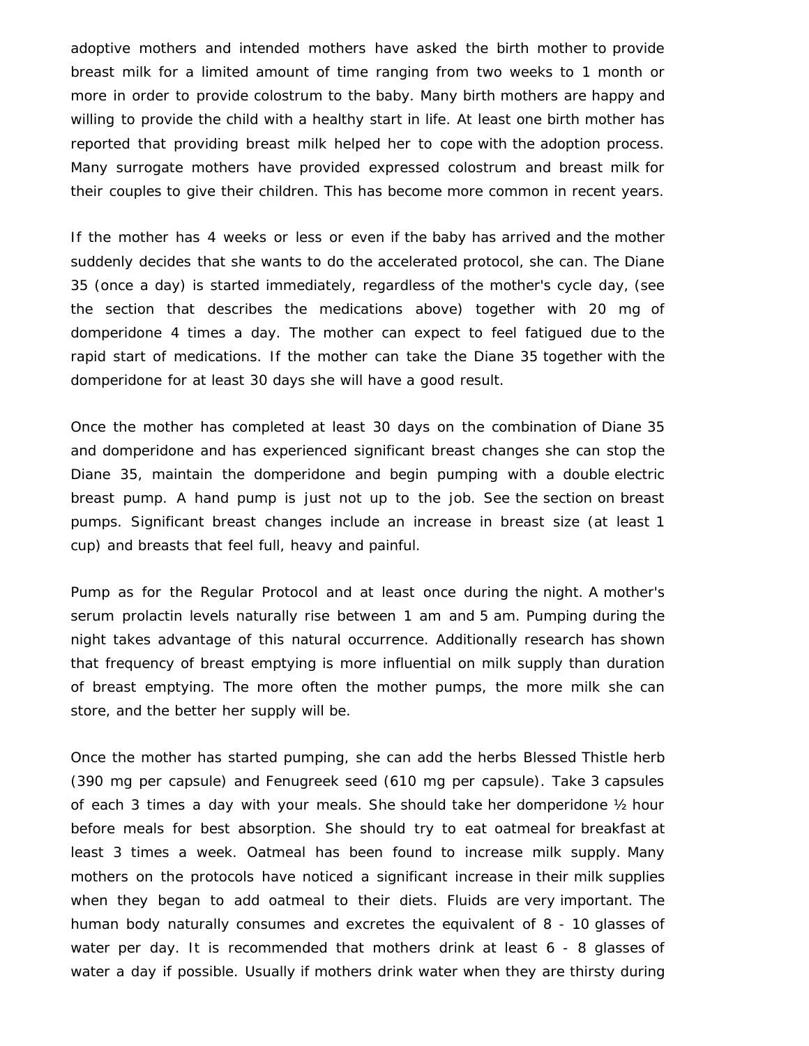adoptive mothers and intended mothers have asked the birth mother to provide breast milk for a limited amount of time ranging from two weeks to 1 month or more in order to provide colostrum to the baby. Many birth mothers are happy and willing to provide the child with a healthy start in life. At least one birth mother has reported that providing breast milk helped her to cope with the adoption process. Many surrogate mothers have provided expressed colostrum and breast milk for their couples to give their children. This has become more common in recent years.

If the mother has 4 weeks or less or even if the baby has arrived and the mother suddenly decides that she wants to do the accelerated protocol, she can. The Diane 35 (once a day) is started immediately, regardless of the mother's cycle day, (see the section that describes the medications above) together with 20 mg of domperidone 4 times a day. The mother can expect to feel fatigued due to the rapid start of medications. If the mother can take the Diane 35 together with the domperidone for at least 30 days she will have a good result.

Once the mother has completed at least 30 days on the combination of Diane 35 and domperidone and has experienced significant breast changes she can stop the Diane 35, maintain the domperidone and begin pumping with a double electric breast pump. A hand pump is just not up to the job. See the section on breast pumps. Significant breast changes include an increase in breast size (at least 1 cup) and breasts that feel full, heavy and painful.

Pump as for the Regular Protocol and at least once during the night. A mother's serum prolactin levels naturally rise between 1 am and 5 am. Pumping during the night takes advantage of this natural occurrence. Additionally research has shown that frequency of breast emptying is more influential on milk supply than duration of breast emptying. The more often the mother pumps, the more milk she can store, and the better her supply will be.

Once the mother has started pumping, she can add the herbs Blessed Thistle herb (390 mg per capsule) and Fenugreek seed (610 mg per capsule). Take 3 capsules of each 3 times a day with your meals. She should take her domperidone ½ hour before meals for best absorption. She should try to eat oatmeal for breakfast at least 3 times a week. Oatmeal has been found to increase milk supply. Many mothers on the protocols have noticed a significant increase in their milk supplies when they began to add oatmeal to their diets. Fluids are very important. The human body naturally consumes and excretes the equivalent of 8 - 10 glasses of water per day. It is recommended that mothers drink at least 6 - 8 glasses of water a day if possible. Usually if mothers drink water when they are thirsty during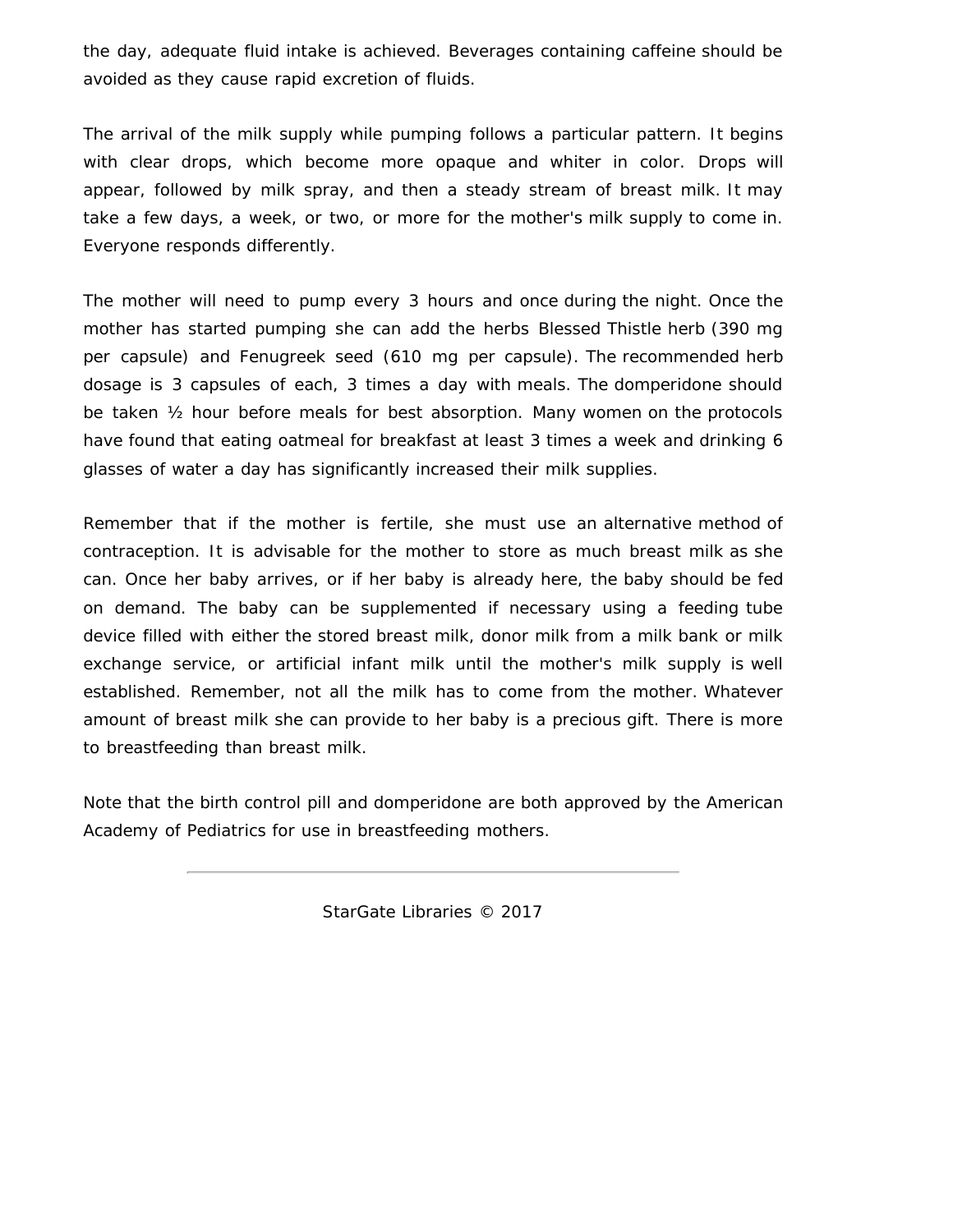the day, adequate fluid intake is achieved. Beverages containing caffeine should be avoided as they cause rapid excretion of fluids.

The arrival of the milk supply while pumping follows a particular pattern. It begins with clear drops, which become more opaque and whiter in color. Drops will appear, followed by milk spray, and then a steady stream of breast milk. It may take a few days, a week, or two, or more for the mother's milk supply to come in. Everyone responds differently.

The mother will need to pump every 3 hours and once during the night. Once the mother has started pumping she can add the herbs Blessed Thistle herb (390 mg per capsule) and Fenugreek seed (610 mg per capsule). The recommended herb dosage is 3 capsules of each, 3 times a day with meals. The domperidone should be taken ½ hour before meals for best absorption. Many women on the protocols have found that eating oatmeal for breakfast at least 3 times a week and drinking 6 glasses of water a day has significantly increased their milk supplies.

Remember that if the mother is fertile, she must use an alternative method of contraception. It is advisable for the mother to store as much breast milk as she can. Once her baby arrives, or if her baby is already here, the baby should be fed on demand. The baby can be supplemented if necessary using a feeding tube device filled with either the stored breast milk, donor milk from a milk bank or milk exchange service, or artificial infant milk until the mother's milk supply is well established. Remember, not all the milk has to come from the mother. Whatever amount of breast milk she can provide to her baby is a precious gift. There is more to breastfeeding than breast milk.

Note that the birth control pill and domperidone are both approved by the American Academy of Pediatrics for use in breastfeeding mothers.

---

StarGate Libraries © 2017